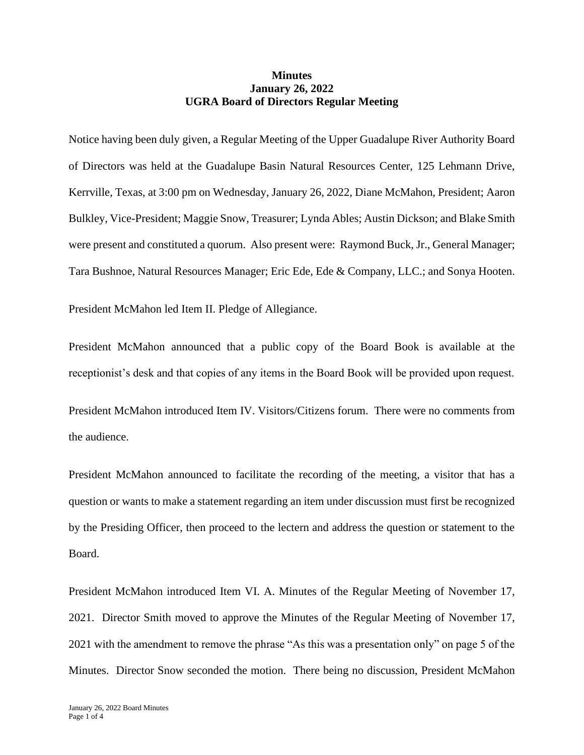**Minutes**
**January 26, 2022**
**UGRA Board of Directors Regular Meeting**

Notice having been duly given, a Regular Meeting of the Upper Guadalupe River Authority Board of Directors was held at the Guadalupe Basin Natural Resources Center, 125 Lehmann Drive, Kerrville, Texas, at 3:00 pm on Wednesday, January 26, 2022, Diane McMahon, President; Aaron Bulkley, Vice-President; Maggie Snow, Treasurer; Lynda Ables; Austin Dickson; and Blake Smith were present and constituted a quorum. Also present were: Raymond Buck, Jr., General Manager; Tara Bushnoe, Natural Resources Manager; Eric Ede, Ede & Company, LLC.; and Sonya Hooten.

President McMahon led Item II. Pledge of Allegiance.

President McMahon announced that a public copy of the Board Book is available at the receptionist's desk and that copies of any items in the Board Book will be provided upon request.

President McMahon introduced Item IV. Visitors/Citizens forum. There were no comments from the audience.

President McMahon announced to facilitate the recording of the meeting, a visitor that has a question or wants to make a statement regarding an item under discussion must first be recognized by the Presiding Officer, then proceed to the lectern and address the question or statement to the Board.

President McMahon introduced Item VI. A. Minutes of the Regular Meeting of November 17, 2021. Director Smith moved to approve the Minutes of the Regular Meeting of November 17, 2021 with the amendment to remove the phrase "As this was a presentation only" on page 5 of the Minutes. Director Snow seconded the motion. There being no discussion, President McMahon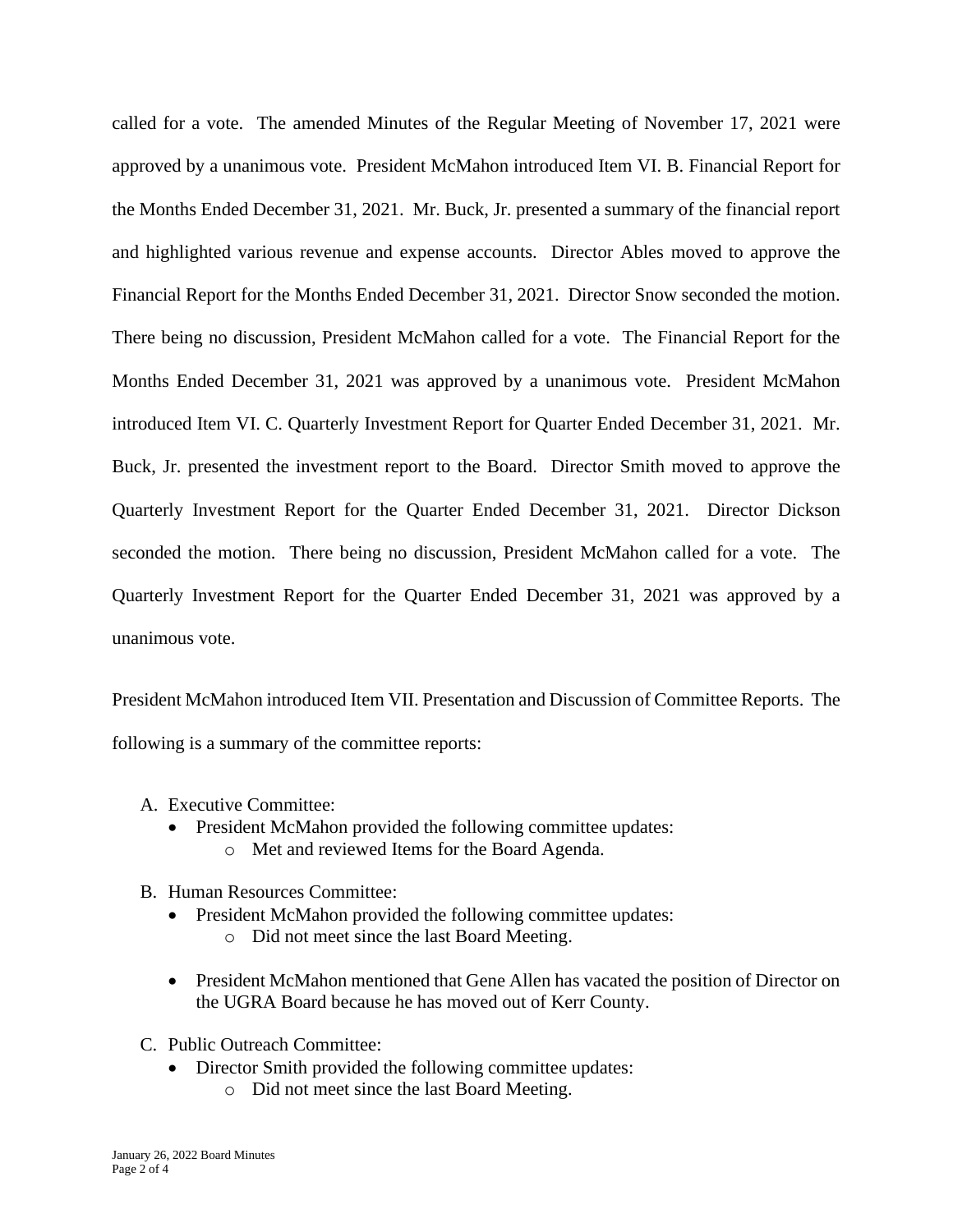called for a vote. The amended Minutes of the Regular Meeting of November 17, 2021 were approved by a unanimous vote. President McMahon introduced Item VI. B. Financial Report for the Months Ended December 31, 2021. Mr. Buck, Jr. presented a summary of the financial report and highlighted various revenue and expense accounts. Director Ables moved to approve the Financial Report for the Months Ended December 31, 2021. Director Snow seconded the motion. There being no discussion, President McMahon called for a vote. The Financial Report for the Months Ended December 31, 2021 was approved by a unanimous vote. President McMahon introduced Item VI. C. Quarterly Investment Report for Quarter Ended December 31, 2021. Mr. Buck, Jr. presented the investment report to the Board. Director Smith moved to approve the Quarterly Investment Report for the Quarter Ended December 31, 2021. Director Dickson seconded the motion. There being no discussion, President McMahon called for a vote. The Quarterly Investment Report for the Quarter Ended December 31, 2021 was approved by a unanimous vote.

President McMahon introduced Item VII. Presentation and Discussion of Committee Reports. The following is a summary of the committee reports:

A. Executive Committee:
   - President McMahon provided the following committee updates:
     - Met and reviewed Items for the Board Agenda.

B. Human Resources Committee:
   - President McMahon provided the following committee updates:
     - Did not meet since the last Board Meeting.
   - President McMahon mentioned that Gene Allen has vacated the position of Director on the UGRA Board because he has moved out of Kerr County.

C. Public Outreach Committee:
   - Director Smith provided the following committee updates:
     - Did not meet since the last Board Meeting.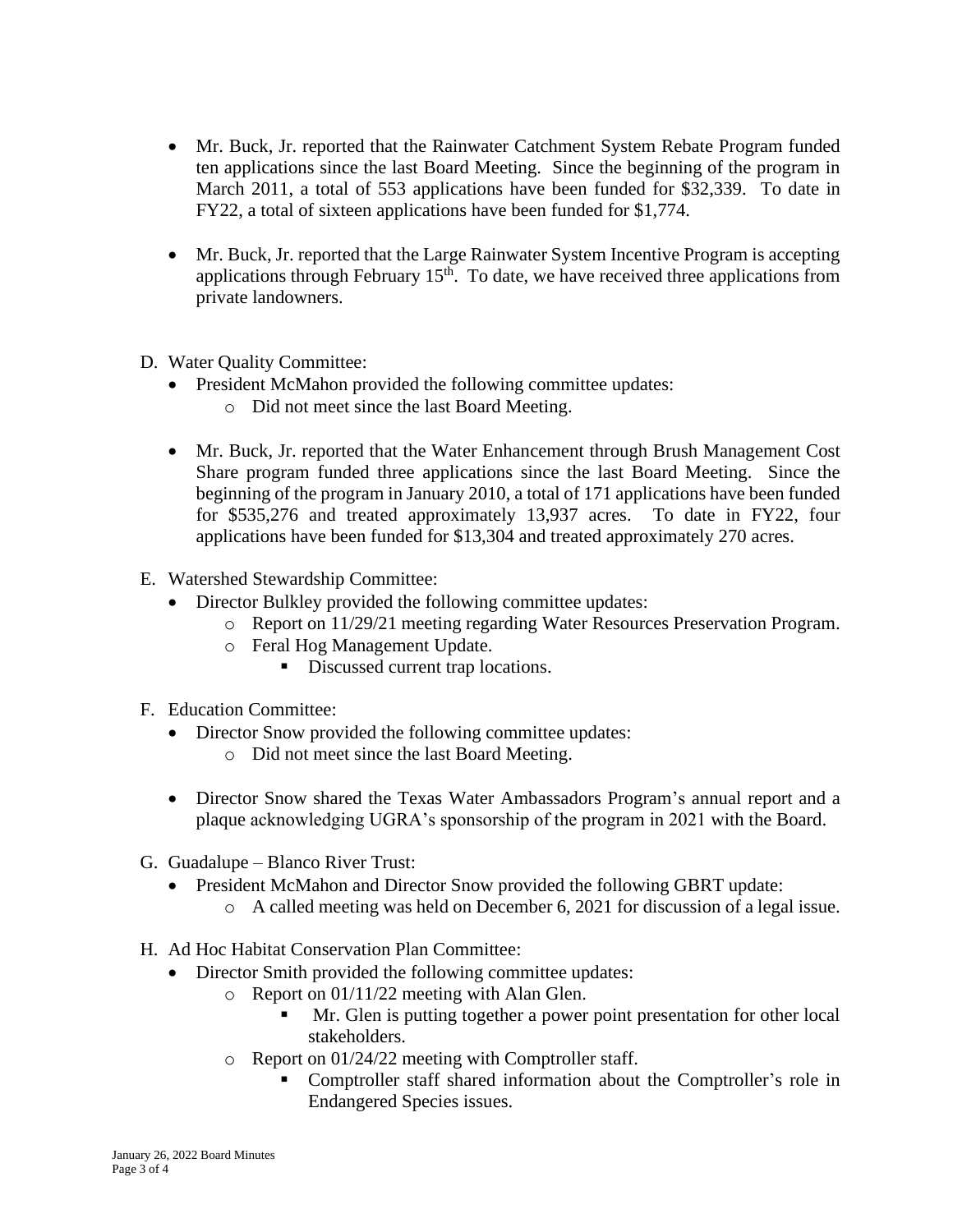- Mr. Buck, Jr. reported that the Rainwater Catchment System Rebate Program funded ten applications since the last Board Meeting. Since the beginning of the program in March 2011, a total of 553 applications have been funded for $32,339. To date in FY22, a total of sixteen applications have been funded for $1,774.

- Mr. Buck, Jr. reported that the Large Rainwater System Incentive Program is accepting applications through February 15th. To date, we have received three applications from private landowners.

D. Water Quality Committee:
   - President McMahon provided the following committee updates:
     - Did not meet since the last Board Meeting.

   - Mr. Buck, Jr. reported that the Water Enhancement through Brush Management Cost Share program funded three applications since the last Board Meeting. Since the beginning of the program in January 2010, a total of 171 applications have been funded for $535,276 and treated approximately 13,937 acres. To date in FY22, four applications have been funded for $13,304 and treated approximately 270 acres.

E. Watershed Stewardship Committee:
   - Director Bulkley provided the following committee updates:
     - Report on 11/29/21 meeting regarding Water Resources Preservation Program.
     - Feral Hog Management Update.
       - Discussed current trap locations.

F. Education Committee:
   - Director Snow provided the following committee updates:
     - Did not meet since the last Board Meeting.

   - Director Snow shared the Texas Water Ambassadors Program's annual report and a plaque acknowledging UGRA's sponsorship of the program in 2021 with the Board.

G. Guadalupe – Blanco River Trust:
   - President McMahon and Director Snow provided the following GBRT update:
     - A called meeting was held on December 6, 2021 for discussion of a legal issue.

H. Ad Hoc Habitat Conservation Plan Committee:
   - Director Smith provided the following committee updates:
     - Report on 01/11/22 meeting with Alan Glen.
       - Mr. Glen is putting together a power point presentation for other local stakeholders.
     - Report on 01/24/22 meeting with Comptroller staff.
       - Comptroller staff shared information about the Comptroller's role in Endangered Species issues.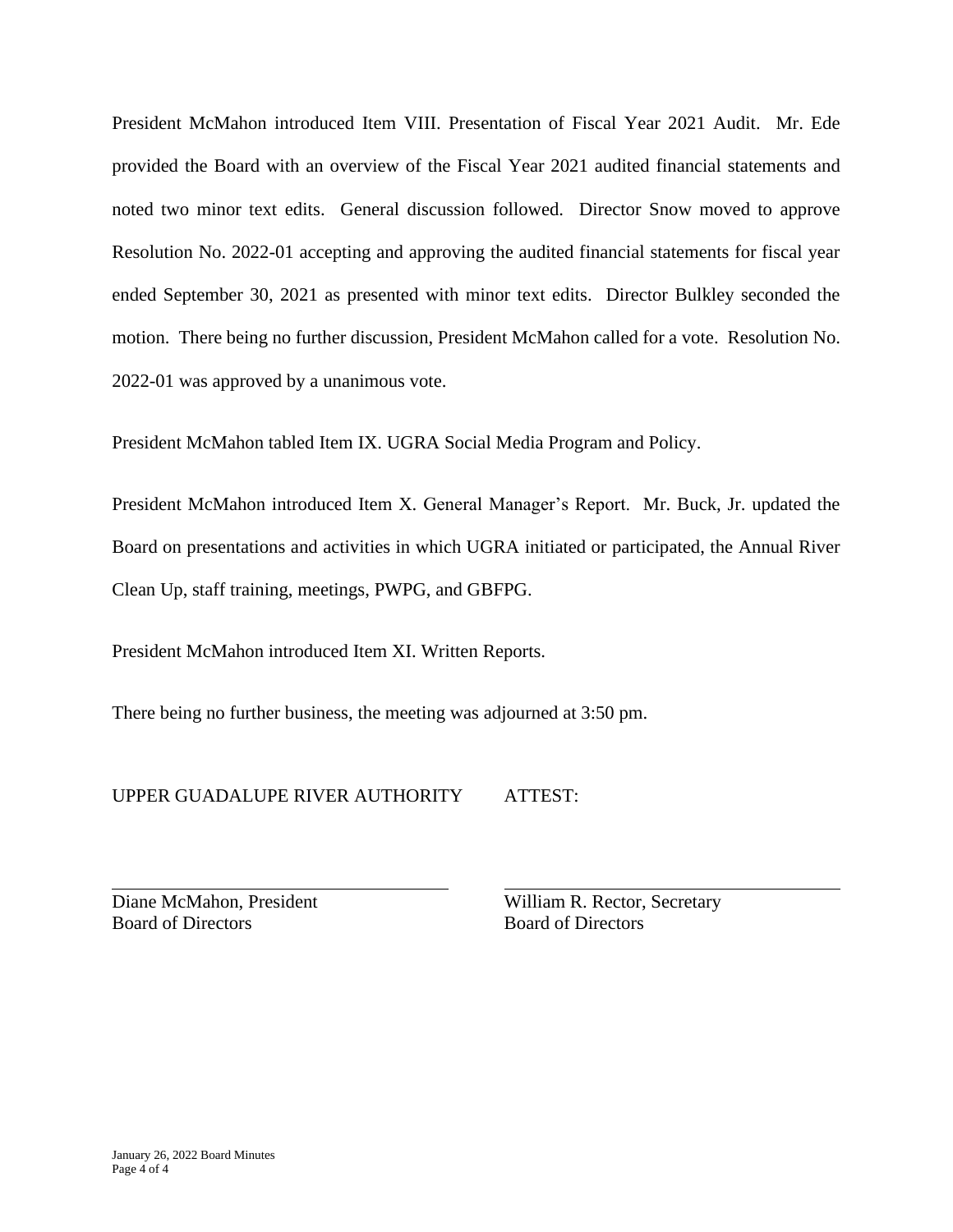President McMahon introduced Item VIII. Presentation of Fiscal Year 2021 Audit. Mr. Ede provided the Board with an overview of the Fiscal Year 2021 audited financial statements and noted two minor text edits. General discussion followed. Director Snow moved to approve Resolution No. 2022-01 accepting and approving the audited financial statements for fiscal year ended September 30, 2021 as presented with minor text edits. Director Bulkley seconded the motion. There being no further discussion, President McMahon called for a vote. Resolution No. 2022-01 was approved by a unanimous vote.

President McMahon tabled Item IX. UGRA Social Media Program and Policy.

President McMahon introduced Item X. General Manager's Report. Mr. Buck, Jr. updated the Board on presentations and activities in which UGRA initiated or participated, the Annual River Clean Up, staff training, meetings, PWPG, and GBFPG.

President McMahon introduced Item XI. Written Reports.

There being no further business, the meeting was adjourned at 3:50 pm.

UPPER GUADALUPE RIVER AUTHORITY

ATTEST:

Diane McMahon, President
Board of Directors

William R. Rector, Secretary
Board of Directors